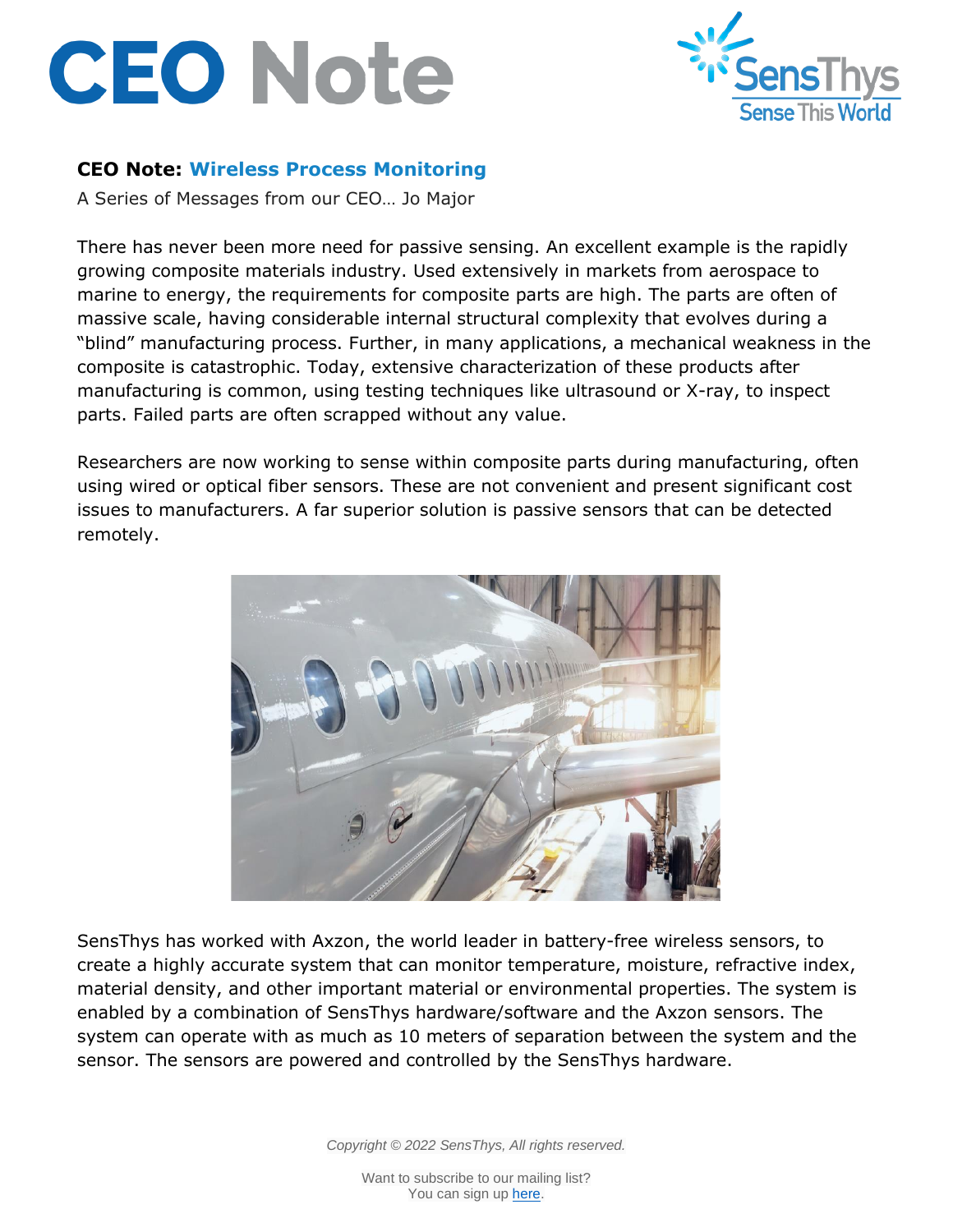# CEO Note

**CEO Note: Wireless Process Monitoring**

A Series of Messages from our CEO… Jo Major

There has never been more need for passive sensing. An excellent example is the rapidly growing composite materials industry. Used extensively in markets from aerospace to marine to energy, the requirements for composite parts are high. The parts are often of massive scale, having considerable internal structural complexity that evolves during a "blind" manufacturing process. Further, in many applications, a mechanical weakness in the composite is catastrophic. Today, extensive characterization of these products after manufacturing is common, using testing techniques like ultrasound or X-ray, to inspect parts. Failed parts are often scrapped without any value.

Researchers are now working to sense within composite parts during manufacturing, often using wired or optical fiber sensors. These are not convenient and present significant cost issues to manufacturers. A far superior solution is passive sensors that can be detected remotely.

SensThys has worked with Axzon, the world leader in battery-free wireless sensors, to create a highly accurate system that can monitor temperature, moisture, refractive index, material density, and other important material or environmental properties. The system is enabled by a combination of SensThys hardware/software and the Axzon sensors. The system can operate with as much as 10 meters of separation between the system and the sensor. The sensors are powered and controlled by the SensThys hardware.

*Copyright © 2022 SensThys, All rights reserved.*

Want to subscribe to our mailing list?
You can sign up here.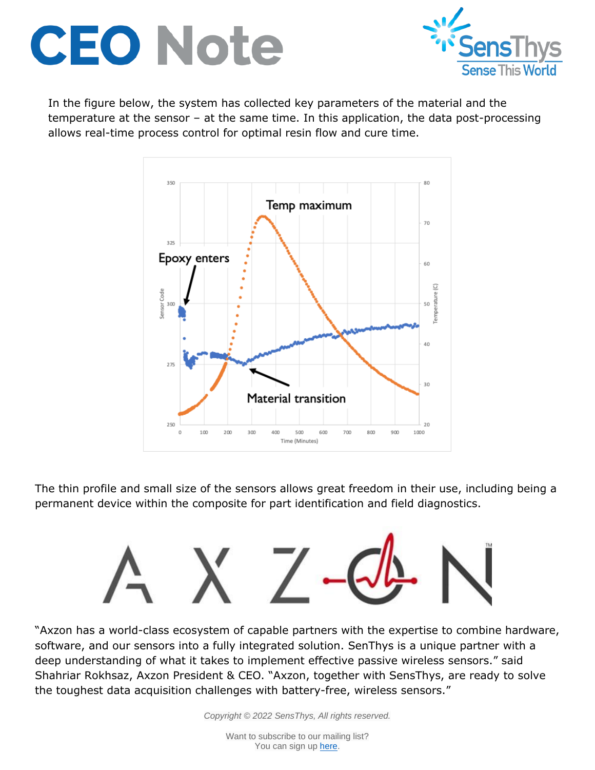# CEO Note

In the figure below, the system has collected key parameters of the material and the temperature at the sensor – at the same time. In this application, the data post-processing allows real-time process control for optimal resin flow and cure time.

The thin profile and small size of the sensors allows great freedom in their use, including being a permanent device within the composite for part identification and field diagnostics.

"Axzon has a world-class ecosystem of capable partners with the expertise to combine hardware, software, and our sensors into a fully integrated solution. SenThys is a unique partner with a deep understanding of what it takes to implement effective passive wireless sensors." said Shahriar Rokhsaz, Axzon President & CEO. "Axzon, together with SensThys, are ready to solve the toughest data acquisition challenges with battery-free, wireless sensors."

*Copyright © 2022 SensThys, All rights reserved.*

Want to subscribe to our mailing list?
You can sign up [here](here).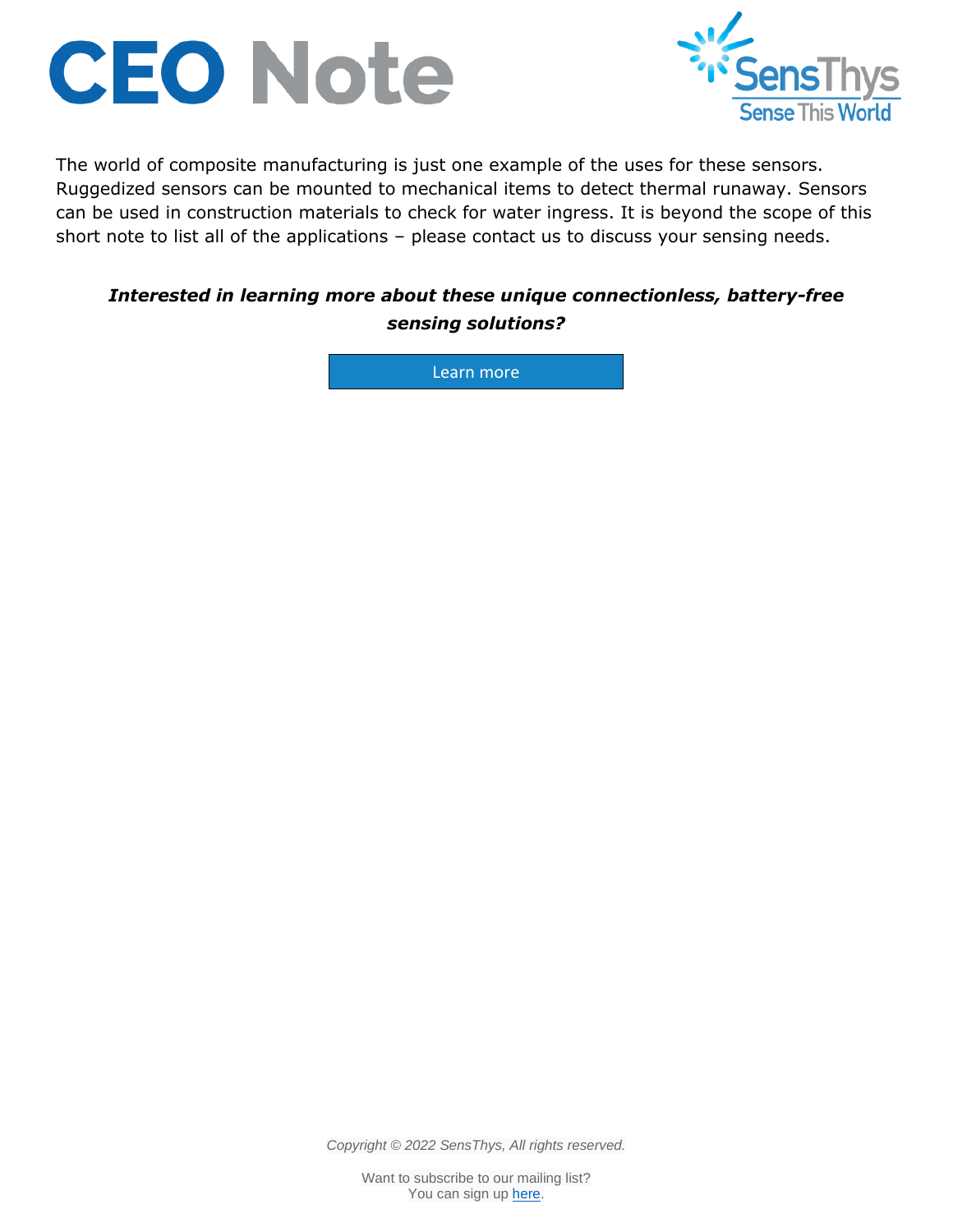# CEO Note

SensThys
Sense This World

The world of composite manufacturing is just one example of the uses for these sensors. Ruggedized sensors can be mounted to mechanical items to detect thermal runaway. Sensors can be used in construction materials to check for water ingress. It is beyond the scope of this short note to list all of the applications – please contact us to discuss your sensing needs.

***Interested in learning more about these unique connectionless, battery-free sensing solutions?***

Learn more

*Copyright © 2022 SensThys, All rights reserved.*

Want to subscribe to our mailing list?
You can sign up here.